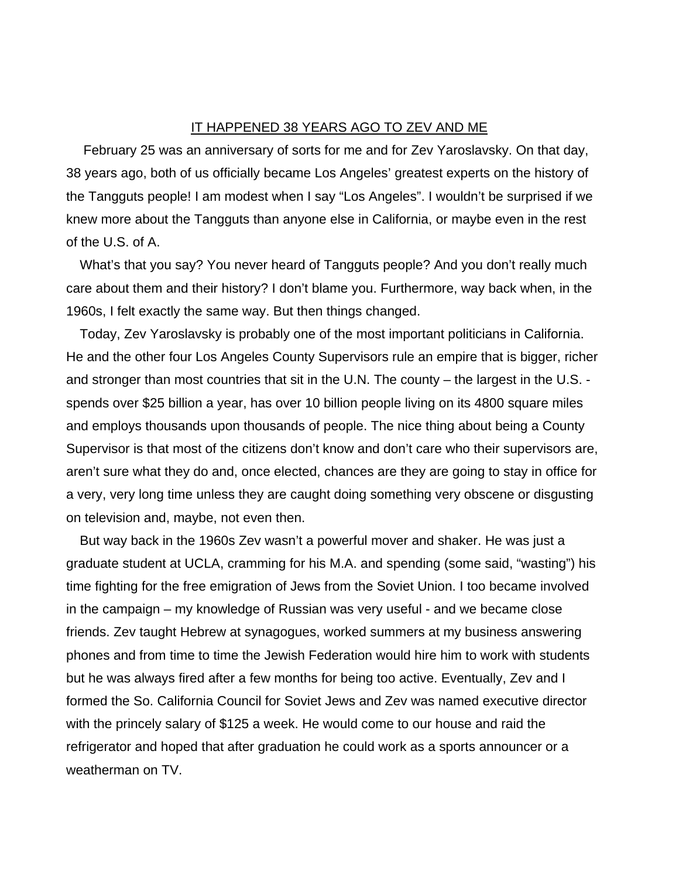# IT HAPPENED 38 YEARS AGO TO ZEV AND ME

February 25 was an anniversary of sorts for me and for Zev Yaroslavsky. On that day, 38 years ago, both of us officially became Los Angeles' greatest experts on the history of the Tangguts people! I am modest when I say "Los Angeles". I wouldn't be surprised if we knew more about the Tangguts than anyone else in California, or maybe even in the rest of the U.S. of A.

What's that you say? You never heard of Tangguts people? And you don't really much care about them and their history? I don't blame you. Furthermore, way back when, in the 1960s, I felt exactly the same way. But then things changed.

Today, Zev Yaroslavsky is probably one of the most important politicians in California. He and the other four Los Angeles County Supervisors rule an empire that is bigger, richer and stronger than most countries that sit in the U.N. The county – the largest in the U.S. - spends over $25 billion a year, has over 10 billion people living on its 4800 square miles and employs thousands upon thousands of people. The nice thing about being a County Supervisor is that most of the citizens don't know and don't care who their supervisors are, aren't sure what they do and, once elected, chances are they are going to stay in office for a very, very long time unless they are caught doing something very obscene or disgusting on television and, maybe, not even then.

But way back in the 1960s Zev wasn't a powerful mover and shaker. He was just a graduate student at UCLA, cramming for his M.A. and spending (some said, "wasting") his time fighting for the free emigration of Jews from the Soviet Union. I too became involved in the campaign – my knowledge of Russian was very useful - and we became close friends. Zev taught Hebrew at synagogues, worked summers at my business answering phones and from time to time the Jewish Federation would hire him to work with students but he was always fired after a few months for being too active. Eventually, Zev and I formed the So. California Council for Soviet Jews and Zev was named executive director with the princely salary of $125 a week. He would come to our house and raid the refrigerator and hoped that after graduation he could work as a sports announcer or a weatherman on TV.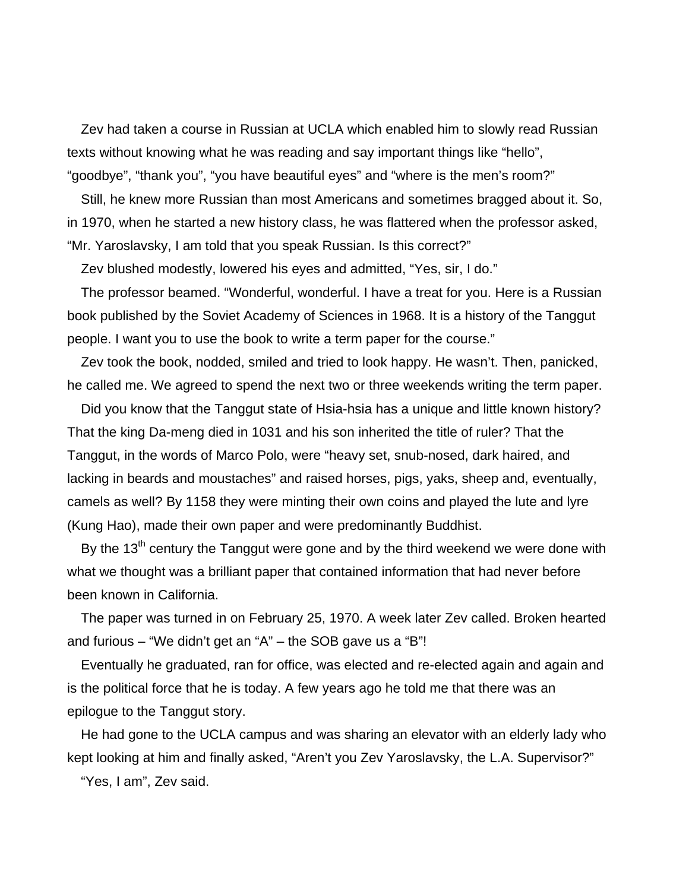Zev had taken a course in Russian at UCLA which enabled him to slowly read Russian texts without knowing what he was reading and say important things like "hello", "goodbye", "thank you", "you have beautiful eyes" and "where is the men's room?"

Still, he knew more Russian than most Americans and sometimes bragged about it. So, in 1970, when he started a new history class, he was flattered when the professor asked, "Mr. Yaroslavsky, I am told that you speak Russian. Is this correct?"

Zev blushed modestly, lowered his eyes and admitted, "Yes, sir, I do."

The professor beamed. "Wonderful, wonderful. I have a treat for you. Here is a Russian book published by the Soviet Academy of Sciences in 1968. It is a history of the Tanggut people. I want you to use the book to write a term paper for the course."

Zev took the book, nodded, smiled and tried to look happy. He wasn't. Then, panicked, he called me. We agreed to spend the next two or three weekends writing the term paper.

Did you know that the Tanggut state of Hsia-hsia has a unique and little known history? That the king Da-meng died in 1031 and his son inherited the title of ruler? That the Tanggut, in the words of Marco Polo, were "heavy set, snub-nosed, dark haired, and lacking in beards and moustaches" and raised horses, pigs, yaks, sheep and, eventually, camels as well? By 1158 they were minting their own coins and played the lute and lyre (Kung Hao), made their own paper and were predominantly Buddhist.

By the 13th century the Tanggut were gone and by the third weekend we were done with what we thought was a brilliant paper that contained information that had never before been known in California.

The paper was turned in on February 25, 1970. A week later Zev called. Broken hearted and furious – "We didn't get an "A" – the SOB gave us a "B"!

Eventually he graduated, ran for office, was elected and re-elected again and again and is the political force that he is today. A few years ago he told me that there was an epilogue to the Tanggut story.

He had gone to the UCLA campus and was sharing an elevator with an elderly lady who kept looking at him and finally asked, "Aren't you Zev Yaroslavsky, the L.A. Supervisor?"

"Yes, I am", Zev said.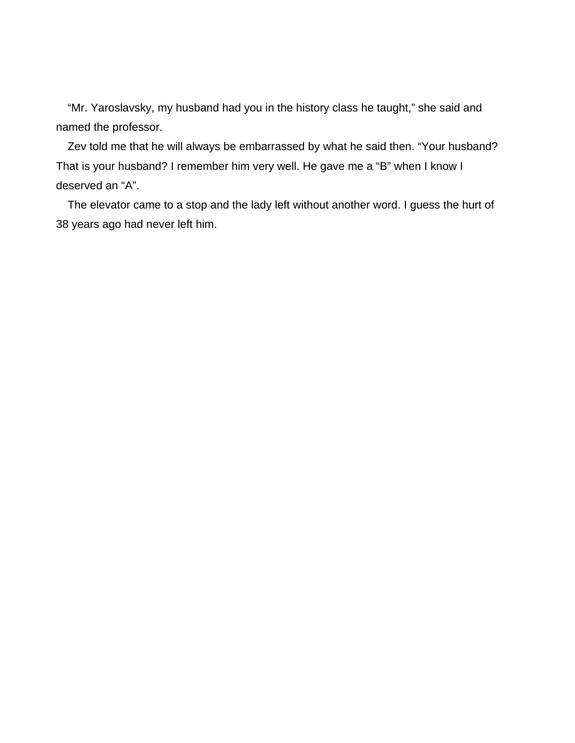"Mr. Yaroslavsky, my husband had you in the history class he taught," she said and named the professor.

Zev told me that he will always be embarrassed by what he said then. "Your husband? That is your husband? I remember him very well. He gave me a "B" when I know I deserved an "A".

The elevator came to a stop and the lady left without another word. I guess the hurt of 38 years ago had never left him.